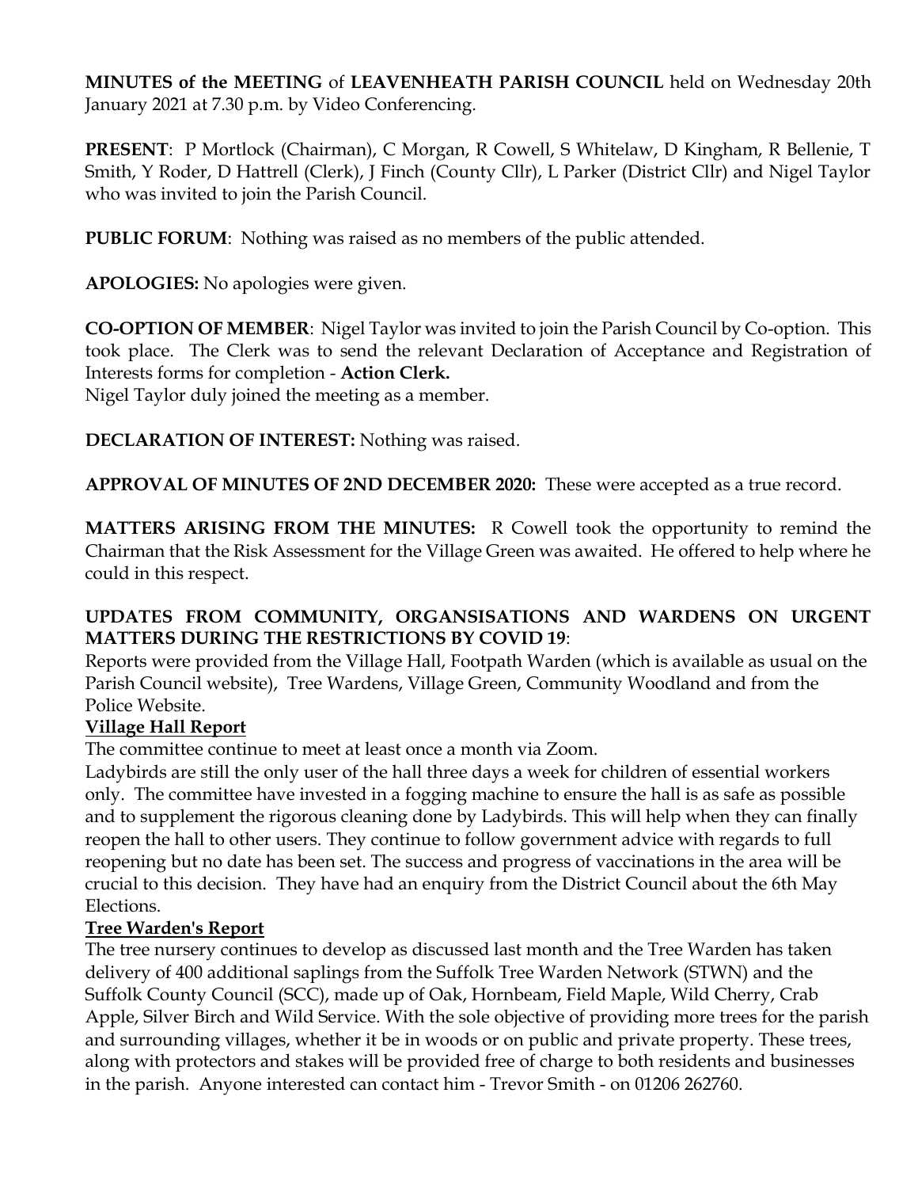**MINUTES of the MEETING** of **LEAVENHEATH PARISH COUNCIL** held on Wednesday 20th January 2021 at 7.30 p.m. by Video Conferencing.

**PRESENT**: P Mortlock (Chairman), C Morgan, R Cowell, S Whitelaw, D Kingham, R Bellenie, T Smith, Y Roder, D Hattrell (Clerk), J Finch (County Cllr), L Parker (District Cllr) and Nigel Taylor who was invited to join the Parish Council.

**PUBLIC FORUM**: Nothing was raised as no members of the public attended.

**APOLOGIES:** No apologies were given.

**CO-OPTION OF MEMBER**: Nigel Taylor was invited to join the Parish Council by Co-option. This took place. The Clerk was to send the relevant Declaration of Acceptance and Registration of Interests forms for completion - **Action Clerk.**
Nigel Taylor duly joined the meeting as a member.

**DECLARATION OF INTEREST:** Nothing was raised.

**APPROVAL OF MINUTES OF 2ND DECEMBER 2020:** These were accepted as a true record.

**MATTERS ARISING FROM THE MINUTES:** R Cowell took the opportunity to remind the Chairman that the Risk Assessment for the Village Green was awaited. He offered to help where he could in this respect.

**UPDATES FROM COMMUNITY, ORGANSISATIONS AND WARDENS ON URGENT MATTERS DURING THE RESTRICTIONS BY COVID 19**:
Reports were provided from the Village Hall, Footpath Warden (which is available as usual on the Parish Council website), Tree Wardens, Village Green, Community Woodland and from the Police Website.

**Village Hall Report**

The committee continue to meet at least once a month via Zoom.
Ladybirds are still the only user of the hall three days a week for children of essential workers only. The committee have invested in a fogging machine to ensure the hall is as safe as possible and to supplement the rigorous cleaning done by Ladybirds. This will help when they can finally reopen the hall to other users. They continue to follow government advice with regards to full reopening but no date has been set. The success and progress of vaccinations in the area will be crucial to this decision. They have had an enquiry from the District Council about the 6th May Elections.

**Tree Warden's Report**

The tree nursery continues to develop as discussed last month and the Tree Warden has taken delivery of 400 additional saplings from the Suffolk Tree Warden Network (STWN) and the Suffolk County Council (SCC), made up of Oak, Hornbeam, Field Maple, Wild Cherry, Crab Apple, Silver Birch and Wild Service. With the sole objective of providing more trees for the parish and surrounding villages, whether it be in woods or on public and private property. These trees, along with protectors and stakes will be provided free of charge to both residents and businesses in the parish. Anyone interested can contact him - Trevor Smith - on 01206 262760.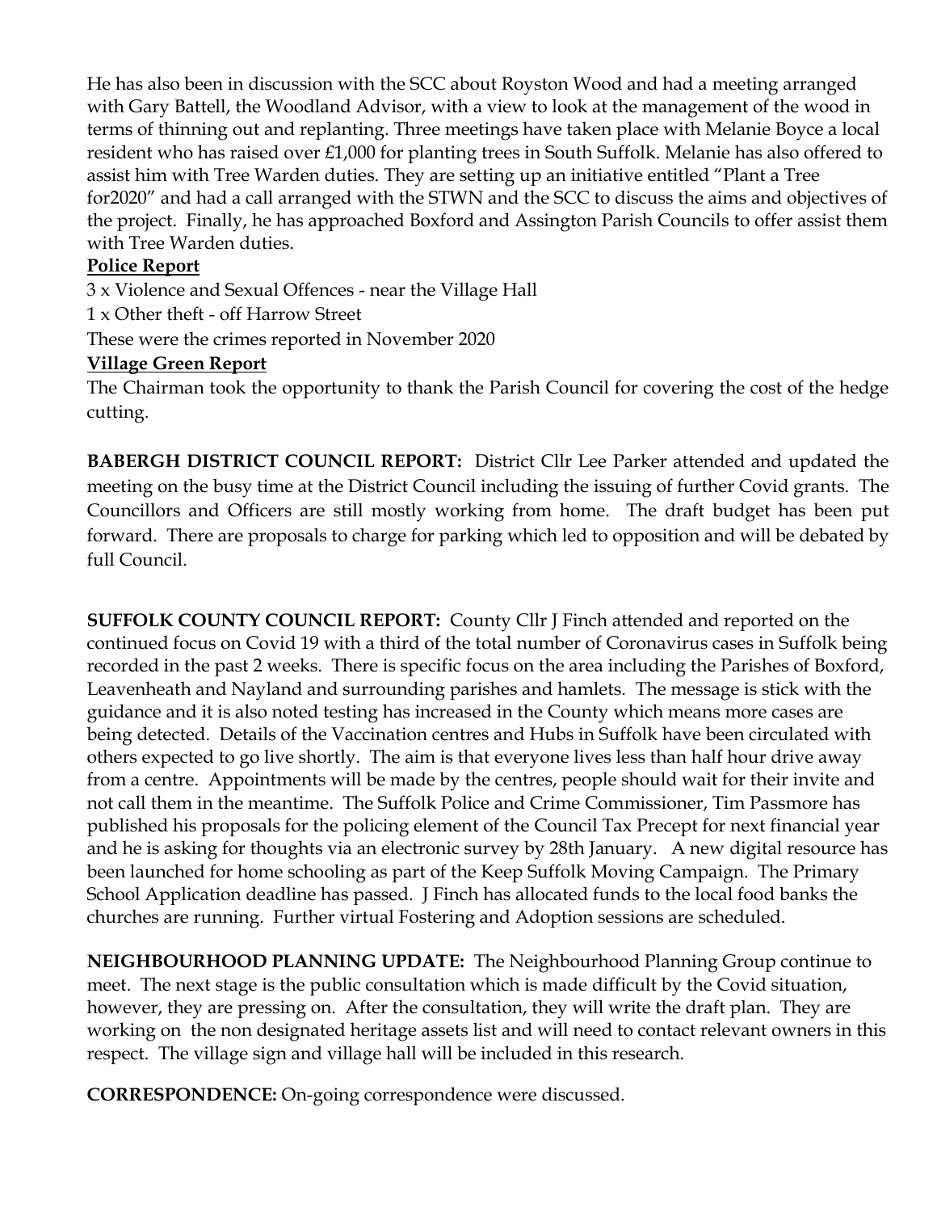He has also been in discussion with the SCC about Royston Wood and had a meeting arranged with Gary Battell, the Woodland Advisor, with a view to look at the management of the wood in terms of thinning out and replanting. Three meetings have taken place with Melanie Boyce a local resident who has raised over £1,000 for planting trees in South Suffolk. Melanie has also offered to assist him with Tree Warden duties. They are setting up an initiative entitled "Plant a Tree for2020" and had a call arranged with the STWN and the SCC to discuss the aims and objectives of the project. Finally, he has approached Boxford and Assington Parish Councils to offer assist them with Tree Warden duties.

**Police Report**

3 x Violence and Sexual Offences - near the Village Hall

1 x Other theft - off Harrow Street

These were the crimes reported in November 2020

**Village Green Report**

The Chairman took the opportunity to thank the Parish Council for covering the cost of the hedge cutting.

**BABERGH DISTRICT COUNCIL REPORT:** District Cllr Lee Parker attended and updated the meeting on the busy time at the District Council including the issuing of further Covid grants. The Councillors and Officers are still mostly working from home. The draft budget has been put forward. There are proposals to charge for parking which led to opposition and will be debated by full Council.

**SUFFOLK COUNTY COUNCIL REPORT:** County Cllr J Finch attended and reported on the continued focus on Covid 19 with a third of the total number of Coronavirus cases in Suffolk being recorded in the past 2 weeks. There is specific focus on the area including the Parishes of Boxford, Leavenheath and Nayland and surrounding parishes and hamlets. The message is stick with the guidance and it is also noted testing has increased in the County which means more cases are being detected. Details of the Vaccination centres and Hubs in Suffolk have been circulated with others expected to go live shortly. The aim is that everyone lives less than half hour drive away from a centre. Appointments will be made by the centres, people should wait for their invite and not call them in the meantime. The Suffolk Police and Crime Commissioner, Tim Passmore has published his proposals for the policing element of the Council Tax Precept for next financial year and he is asking for thoughts via an electronic survey by 28th January. A new digital resource has been launched for home schooling as part of the Keep Suffolk Moving Campaign. The Primary School Application deadline has passed. J Finch has allocated funds to the local food banks the churches are running. Further virtual Fostering and Adoption sessions are scheduled.

**NEIGHBOURHOOD PLANNING UPDATE:** The Neighbourhood Planning Group continue to meet. The next stage is the public consultation which is made difficult by the Covid situation, however, they are pressing on. After the consultation, they will write the draft plan. They are working on the non designated heritage assets list and will need to contact relevant owners in this respect. The village sign and village hall will be included in this research.

**CORRESPONDENCE:** On-going correspondence were discussed.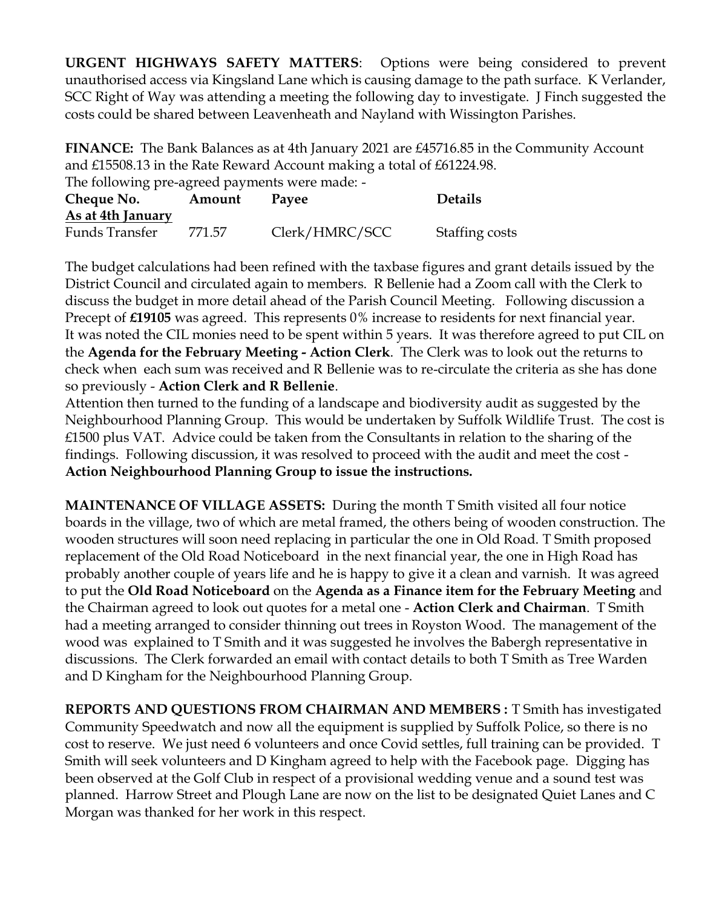**URGENT HIGHWAYS SAFETY MATTERS**: Options were being considered to prevent unauthorised access via Kingsland Lane which is causing damage to the path surface. K Verlander, SCC Right of Way was attending a meeting the following day to investigate. J Finch suggested the costs could be shared between Leavenheath and Nayland with Wissington Parishes.

**FINANCE:** The Bank Balances as at 4th January 2021 are £45716.85 in the Community Account and £15508.13 in the Rate Reward Account making a total of £61224.98.
The following pre-agreed payments were made: -

| Cheque No. | Amount | Payee | Details |
|---|---|---|---|
| <u>As at 4th January</u> | | | |
| Funds Transfer | 771.57 | Clerk/HMRC/SCC | Staffing costs |

The budget calculations had been refined with the taxbase figures and grant details issued by the District Council and circulated again to members. R Bellenie had a Zoom call with the Clerk to discuss the budget in more detail ahead of the Parish Council Meeting. Following discussion a Precept of **£19105** was agreed. This represents 0% increase to residents for next financial year. It was noted the CIL monies need to be spent within 5 years. It was therefore agreed to put CIL on the **Agenda for the February Meeting - Action Clerk**. The Clerk was to look out the returns to check when each sum was received and R Bellenie was to re-circulate the criteria as she has done so previously - **Action Clerk and R Bellenie**.
Attention then turned to the funding of a landscape and biodiversity audit as suggested by the Neighbourhood Planning Group. This would be undertaken by Suffolk Wildlife Trust. The cost is £1500 plus VAT. Advice could be taken from the Consultants in relation to the sharing of the findings. Following discussion, it was resolved to proceed with the audit and meet the cost - **Action Neighbourhood Planning Group to issue the instructions.**

**MAINTENANCE OF VILLAGE ASSETS:** During the month T Smith visited all four notice boards in the village, two of which are metal framed, the others being of wooden construction. The wooden structures will soon need replacing in particular the one in Old Road. T Smith proposed replacement of the Old Road Noticeboard in the next financial year, the one in High Road has probably another couple of years life and he is happy to give it a clean and varnish. It was agreed to put the **Old Road Noticeboard** on the **Agenda as a Finance item for the February Meeting** and the Chairman agreed to look out quotes for a metal one - **Action Clerk and Chairman**. T Smith had a meeting arranged to consider thinning out trees in Royston Wood. The management of the wood was explained to T Smith and it was suggested he involves the Babergh representative in discussions. The Clerk forwarded an email with contact details to both T Smith as Tree Warden and D Kingham for the Neighbourhood Planning Group.

**REPORTS AND QUESTIONS FROM CHAIRMAN AND MEMBERS :** T Smith has investigated Community Speedwatch and now all the equipment is supplied by Suffolk Police, so there is no cost to reserve. We just need 6 volunteers and once Covid settles, full training can be provided. T Smith will seek volunteers and D Kingham agreed to help with the Facebook page. Digging has been observed at the Golf Club in respect of a provisional wedding venue and a sound test was planned. Harrow Street and Plough Lane are now on the list to be designated Quiet Lanes and C Morgan was thanked for her work in this respect.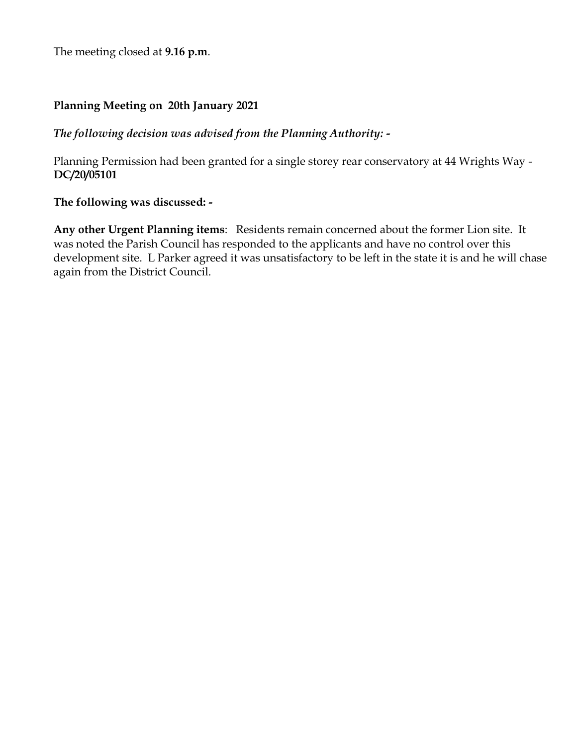The meeting closed at **9.16 p.m**.

**Planning Meeting on 20th January 2021**

***The following decision was advised from the Planning Authority: -***

Planning Permission had been granted for a single storey rear conservatory at 44 Wrights Way - **DC/20/05101**

**The following was discussed: -**

**Any other Urgent Planning items**: Residents remain concerned about the former Lion site. It was noted the Parish Council has responded to the applicants and have no control over this development site. L Parker agreed it was unsatisfactory to be left in the state it is and he will chase again from the District Council.